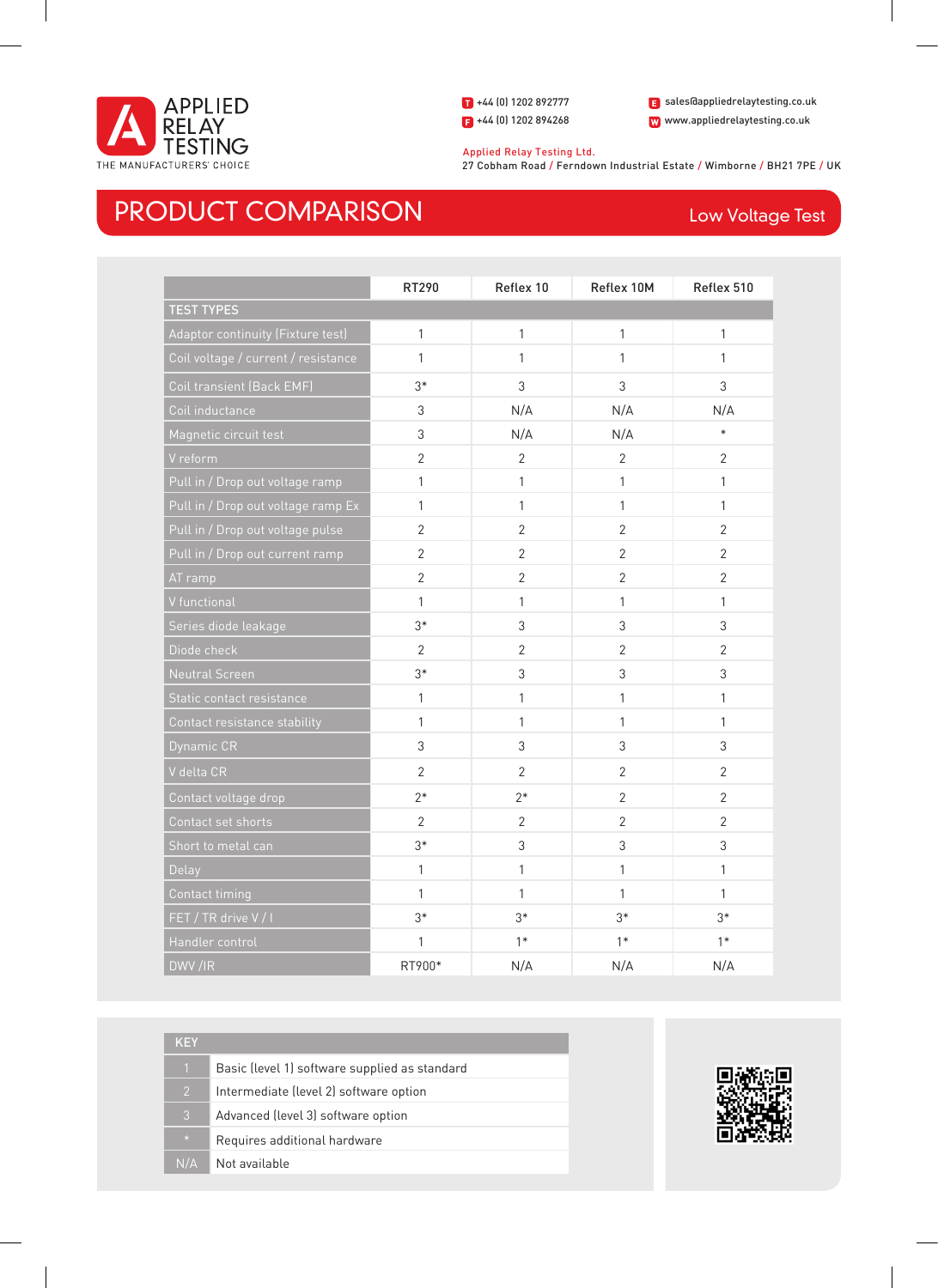APPLIED RELAY TESTING
THE MANUFACTURERS' CHOICE

T +44 (0) 1202 892777
F +44 (0) 1202 894268

E sales@appliedrelaytesting.co.uk
W www.appliedrelaytesting.co.uk

Applied Relay Testing Ltd.
27 Cobham Road / Ferndown Industrial Estate / Wimborne / BH21 7PE / UK

# PRODUCT COMPARISON

## Low Voltage Test

| | RT290 | Reflex 10 | Reflex 10M | Reflex 510 |
|---|---|---|---|---|
| **TEST TYPES** | | | | |
| Adaptor continuity (Fixture test) | 1 | 1 | 1 | 1 |
| Coil voltage / current / resistance | 1 | 1 | 1 | 1 |
| Coil transient (Back EMF) | 3* | 3 | 3 | 3 |
| Coil inductance | 3 | N/A | N/A | N/A |
| Magnetic circuit test | 3 | N/A | N/A | * |
| V reform | 2 | 2 | 2 | 2 |
| Pull in / Drop out voltage ramp | 1 | 1 | 1 | 1 |
| Pull in / Drop out voltage ramp Ex | 1 | 1 | 1 | 1 |
| Pull in / Drop out voltage pulse | 2 | 2 | 2 | 2 |
| Pull in / Drop out current ramp | 2 | 2 | 2 | 2 |
| AT ramp | 2 | 2 | 2 | 2 |
| V functional | 1 | 1 | 1 | 1 |
| Series diode leakage | 3* | 3 | 3 | 3 |
| Diode check | 2 | 2 | 2 | 2 |
| Neutral Screen | 3* | 3 | 3 | 3 |
| Static contact resistance | 1 | 1 | 1 | 1 |
| Contact resistance stability | 1 | 1 | 1 | 1 |
| Dynamic CR | 3 | 3 | 3 | 3 |
| V delta CR | 2 | 2 | 2 | 2 |
| Contact voltage drop | 2* | 2* | 2 | 2 |
| Contact set shorts | 2 | 2 | 2 | 2 |
| Short to metal can | 3* | 3 | 3 | 3 |
| Delay | 1 | 1 | 1 | 1 |
| Contact timing | 1 | 1 | 1 | 1 |
| FET / TR drive V / I | 3* | 3* | 3* | 3* |
| Handler control | 1 | 1* | 1* | 1* |
| DWV /IR | RT900* | N/A | N/A | N/A |

| KEY | |
|---|---|
| 1 | Basic (level 1) software supplied as standard |
| 2 | Intermediate (level 2) software option |
| 3 | Advanced (level 3) software option |
| * | Requires additional hardware |
| N/A | Not available |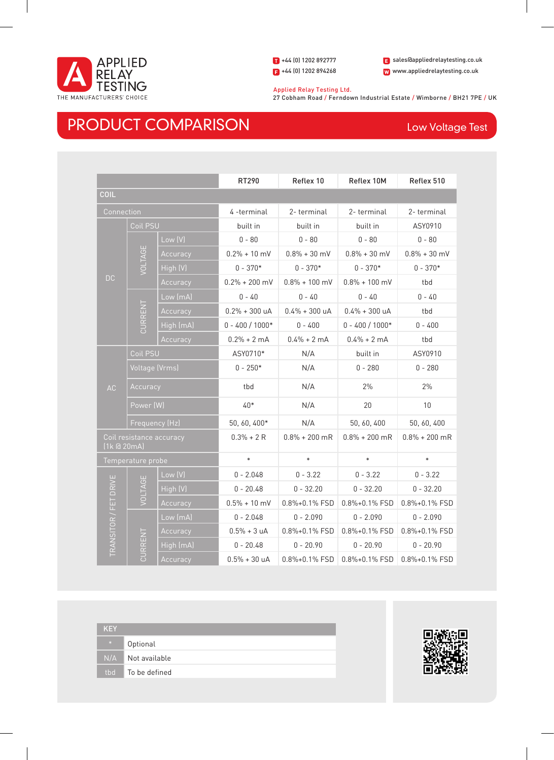# APPLIED RELAY TESTING

THE MANUFACTURERS' CHOICE

T +44 (0) 1202 892777
F +44 (0) 1202 894268
E sales@appliedrelaytesting.co.uk
W www.appliedrelaytesting.co.uk

Applied Relay Testing Ltd.
27 Cobham Road / Ferndown Industrial Estate / Wimborne / BH21 7PE / UK

## PRODUCT COMPARISON

Low Voltage Test

| | | | RT290 | Reflex 10 | Reflex 10M | Reflex 510 |
|---|---|---|---|---|---|---|
| **COIL** | | | | | | |
| Connection | | | 4 -terminal | 2- terminal | 2- terminal | 2- terminal |
| DC | Coil PSU | | built in | built in | built in | ASY0910 |
| | VOLTAGE | Low (V) | 0 - 80 | 0 - 80 | 0 - 80 | 0 - 80 |
| | | Accuracy | 0.2% + 10 mV | 0.8% + 30 mV | 0.8% + 30 mV | 0.8% + 30 mV |
| | | High (V) | 0 - 370* | 0 - 370* | 0 - 370* | 0 - 370* |
| | | Accuracy | 0.2% + 200 mV | 0.8% + 100 mV | 0.8% + 100 mV | tbd |
| | CURRENT | Low (mA) | 0 - 40 | 0 - 40 | 0 - 40 | 0 - 40 |
| | | Accuracy | 0.2% + 300 uA | 0.4% + 300 uA | 0.4% + 300 uA | tbd |
| | | High (mA) | 0 - 400 / 1000* | 0 - 400 | 0 - 400 / 1000* | 0 - 400 |
| | | Accuracy | 0.2% + 2 mA | 0.4% + 2 mA | 0.4% + 2 mA | tbd |
| AC | Coil PSU | | ASY0710* | N/A | built in | ASY0910 |
| | Voltage (Vrms) | | 0 - 250* | N/A | 0 - 280 | 0 - 280 |
| | Accuracy | | tbd | N/A | 2% | 2% |
| | Power (W) | | 40* | N/A | 20 | 10 |
| | Frequency (Hz) | | 50, 60, 400* | N/A | 50, 60, 400 | 50, 60, 400 |
| Coil resistance accuracy (1k @ 20mA) | | | 0.3% + 2 R | 0.8% + 200 mR | 0.8% + 200 mR | 0.8% + 200 mR |
| Temperature probe | | | * | * | * | * |
| TRANSITOR / FET DRIVE | VOLTAGE | Low (V) | 0 - 2.048 | 0 - 3.22 | 0 - 3.22 | 0 - 3.22 |
| | | High (V) | 0 - 20.48 | 0 - 32.20 | 0 - 32.20 | 0 - 32.20 |
| | | Accuracy | 0.5% + 10 mV | 0.8%+0.1% FSD | 0.8%+0.1% FSD | 0.8%+0.1% FSD |
| | CURRENT | Low (mA) | 0 - 2.048 | 0 - 2.090 | 0 - 2.090 | 0 - 2.090 |
| | | Accuracy | 0.5% + 3 uA | 0.8%+0.1% FSD | 0.8%+0.1% FSD | 0.8%+0.1% FSD |
| | | High (mA) | 0 - 20.48 | 0 - 20.90 | 0 - 20.90 | 0 - 20.90 |
| | | Accuracy | 0.5% + 30 uA | 0.8%+0.1% FSD | 0.8%+0.1% FSD | 0.8%+0.1% FSD |

| KEY | |
|---|---|
| * | Optional |
| N/A | Not available |
| tbd | To be defined |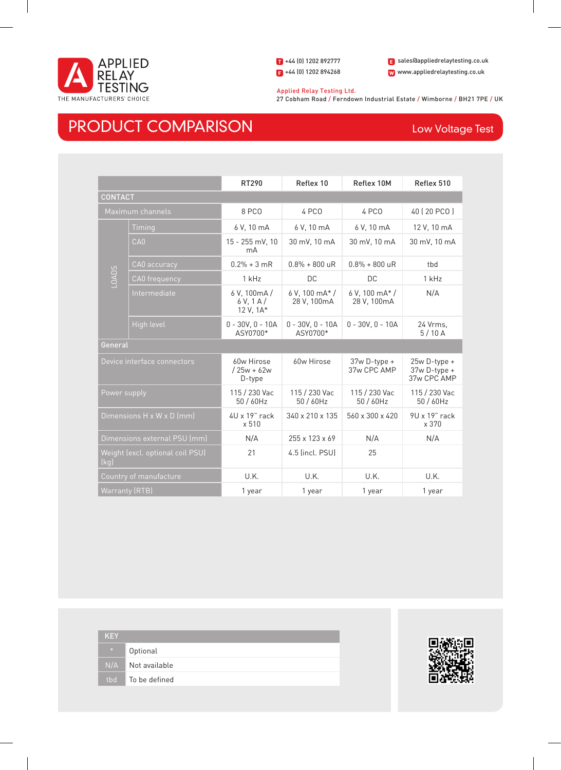APPLIED RELAY TESTING
THE MANUFACTURERS' CHOICE

T +44 (0) 1202 892777
F +44 (0) 1202 894268
E sales@appliedrelaytesting.co.uk
W www.appliedrelaytesting.co.uk

Applied Relay Testing Ltd.
27 Cobham Road / Ferndown Industrial Estate / Wimborne / BH21 7PE / UK

# PRODUCT COMPARISON

Low Voltage Test

| | | RT290 | Reflex 10 | Reflex 10M | Reflex 510 |
|---|---|---|---|---|---|
| **CONTACT** | | | | | |
| Maximum channels | | 8 PCO | 4 PCO | 4 PCO | 40 ( 20 PCO ) |
| LOADS | Timing | 6 V, 10 mA | 6 V, 10 mA | 6 V, 10 mA | 12 V, 10 mA |
| | CAO | 15 - 255 mV, 10 mA | 30 mV, 10 mA | 30 mV, 10 mA | 30 mV, 10 mA |
| | CAO accuracy | 0.2% + 3 mR | 0.8% + 800 uR | 0.8% + 800 uR | tbd |
| | CAO frequency | 1 kHz | DC | DC | 1 kHz |
| | Intermediate | 6 V, 100mA / 6 V, 1 A / 12 V, 1A* | 6 V, 100 mA* / 28 V, 100mA | 6 V, 100 mA* / 28 V, 100mA | N/A |
| | High level | 0 - 30V, 0 - 10A ASY0700* | 0 - 30V, 0 - 10A ASY0700* | 0 - 30V, 0 - 10A | 24 Vrms, 5 / 10 A |
| **General** | | | | | |
| Device interface connectors | | 60w Hirose / 25w + 62w D-type | 60w Hirose | 37w D-type + 37w CPC AMP | 25w D-type + 37w D-type + 37w CPC AMP |
| Power supply | | 115 / 230 Vac 50 / 60Hz | 115 / 230 Vac 50 / 60Hz | 115 / 230 Vac 50 / 60Hz | 115 / 230 Vac 50 / 60Hz |
| Dimensions H x W x D (mm) | | 4U x 19" rack x 510 | 340 x 210 x 135 | 560 x 300 x 420 | 9U x 19" rack x 370 |
| Dimensions external PSU (mm) | | N/A | 255 x 123 x 69 | N/A | N/A |
| Weight (excl. optional coil PSU) (kg) | | 21 | 4.5 (incl. PSU) | 25 | |
| Country of manufacture | | U.K. | U.K. | U.K. | U.K. |
| Warranty (RTB) | | 1 year | 1 year | 1 year | 1 year |

| KEY | |
|---|---|
| * | Optional |
| N/A | Not available |
| tbd | To be defined |